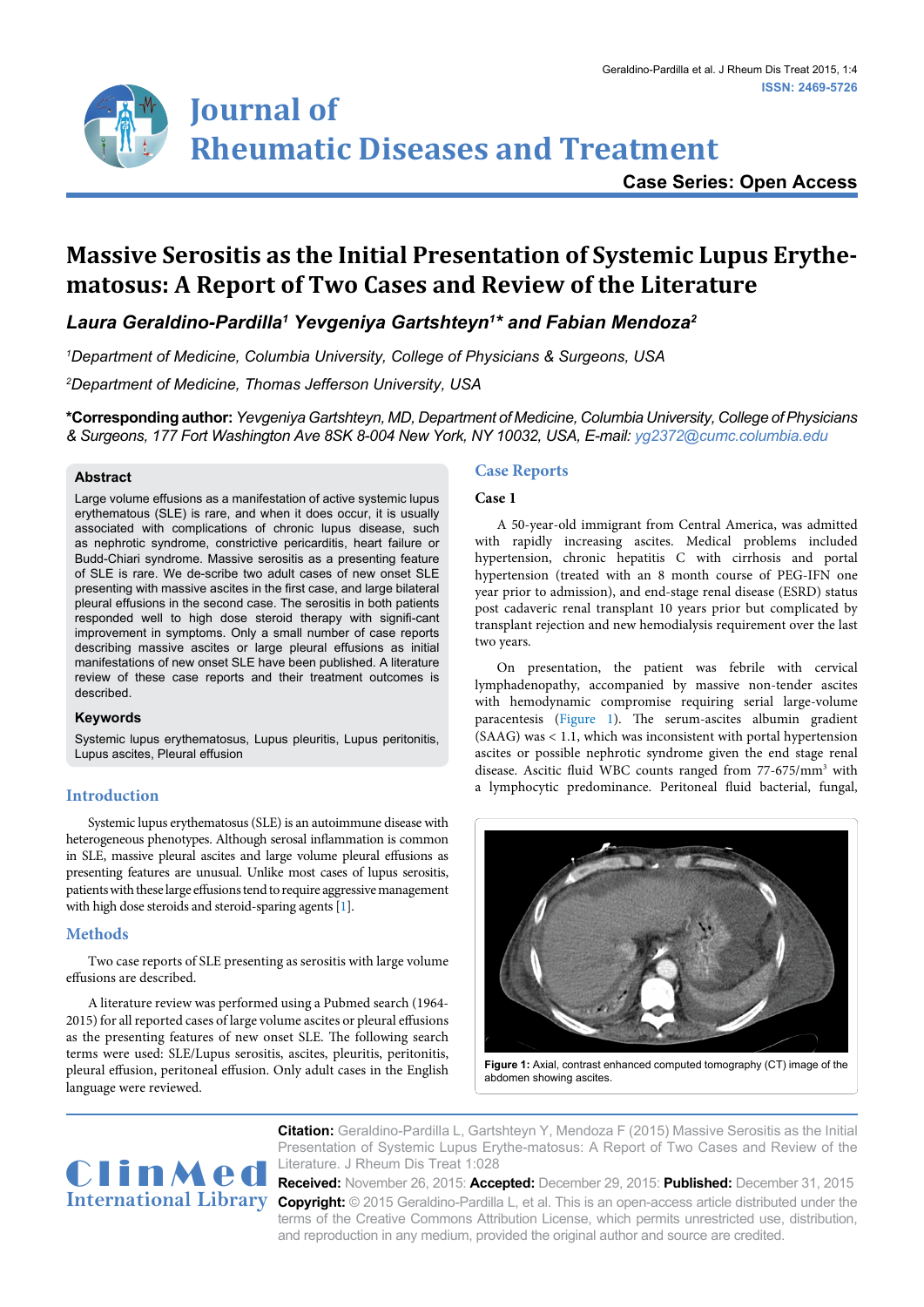**Case Series: Open Access**

# Massive Serositis as the Initial Presentation of Systemic Lupus Erythematosus: A Report of Two Cases and Review of the Literature

***Laura Geraldino-Pardilla[1] Yevgeniya Gartshteyn[1]* and Fabian Mendoza[2]***

*[1]Department of Medicine, Columbia University, College of Physicians & Surgeons, USA*

*[2]Department of Medicine, Thomas Jefferson University, USA*

**\*Corresponding author:** *Yevgeniya Gartshteyn, MD, Department of Medicine, Columbia University, College of Physicians & Surgeons, 177 Fort Washington Ave 8SK 8-004 New York, NY 10032, USA, E-mail: yg2372@cumc.columbia.edu*

### Abstract

Large volume effusions as a manifestation of active systemic lupus erythematous (SLE) is rare, and when it does occur, it is usually associated with complications of chronic lupus disease, such as nephrotic syndrome, constrictive pericarditis, heart failure or Budd-Chiari syndrome. Massive serositis as a presenting feature of SLE is rare. We de-scribe two adult cases of new onset SLE presenting with massive ascites in the first case, and large bilateral pleural effusions in the second case. The serositis in both patients responded well to high dose steroid therapy with signifi-cant improvement in symptoms. Only a small number of case reports describing massive ascites or large pleural effusions as initial manifestations of new onset SLE have been published. A literature review of these case reports and their treatment outcomes is described.

### Keywords

Systemic lupus erythematosus, Lupus pleuritis, Lupus peritonitis, Lupus ascites, Pleural effusion

## Introduction

Systemic lupus erythematosus (SLE) is an autoimmune disease with heterogeneous phenotypes. Although serosal inflammation is common in SLE, massive pleural ascites and large volume pleural effusions as presenting features are unusual. Unlike most cases of lupus serositis, patients with these large effusions tend to require aggressive management with high dose steroids and steroid-sparing agents [1].

## Methods

Two case reports of SLE presenting as serositis with large volume effusions are described.

A literature review was performed using a Pubmed search (1964-2015) for all reported cases of large volume ascites or pleural effusions as the presenting features of new onset SLE. The following search terms were used: SLE/Lupus serositis, ascites, pleuritis, peritonitis, pleural effusion, peritoneal effusion. Only adult cases in the English language were reviewed.

## Case Reports

### Case 1

A 50-year-old immigrant from Central America, was admitted with rapidly increasing ascites. Medical problems included hypertension, chronic hepatitis C with cirrhosis and portal hypertension (treated with an 8 month course of PEG-IFN one year prior to admission), and end-stage renal disease (ESRD) status post cadaveric renal transplant 10 years prior but complicated by transplant rejection and new hemodialysis requirement over the last two years.

On presentation, the patient was febrile with cervical lymphadenopathy, accompanied by massive non-tender ascites with hemodynamic compromise requiring serial large-volume paracentesis (Figure 1). The serum-ascites albumin gradient (SAAG) was < 1.1, which was inconsistent with portal hypertension ascites or possible nephrotic syndrome given the end stage renal disease. Ascitic fluid WBC counts ranged from 77-675/mm$^3$ with a lymphocytic predominance. Peritoneal fluid bacterial, fungal,

**Figure 1:** Axial, contrast enhanced computed tomography (CT) image of the abdomen showing ascites.

**Citation:** Geraldino-Pardilla L, Gartshteyn Y, Mendoza F (2015) Massive Serositis as the Initial Presentation of Systemic Lupus Erythe-matosus: A Report of Two Cases and Review of the Literature. J Rheum Dis Treat 1:028

**Received:** November 26, 2015: **Accepted:** December 29, 2015: **Published:** December 31, 2015

**Copyright:** © 2015 Geraldino-Pardilla L, et al. This is an open-access article distributed under the terms of the Creative Commons Attribution License, which permits unrestricted use, distribution, and reproduction in any medium, provided the original author and source are credited.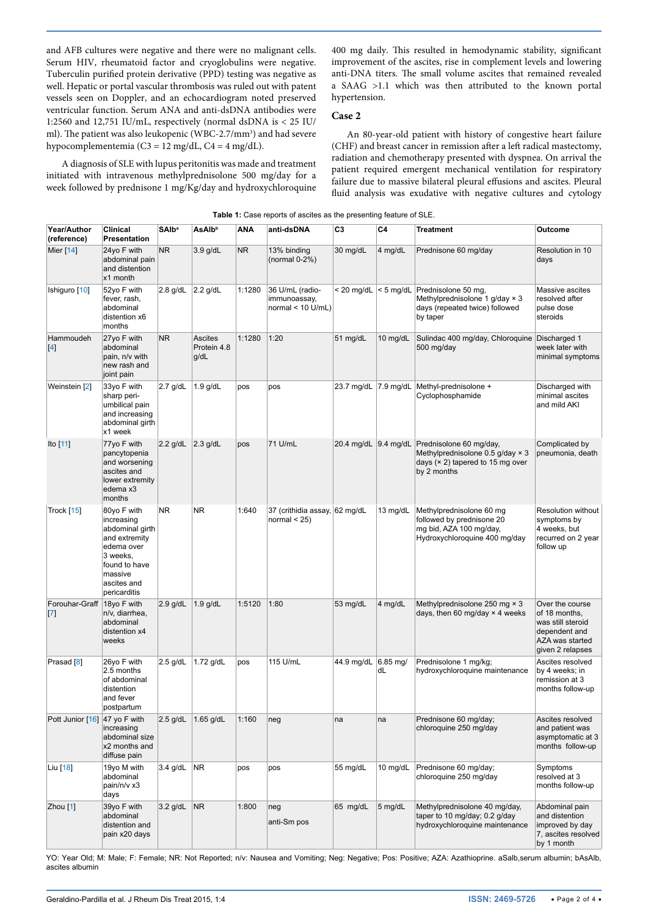and AFB cultures were negative and there were no malignant cells. Serum HIV, rheumatoid factor and cryoglobulins were negative. Tuberculin purified protein derivative (PPD) testing was negative as well. Hepatic or portal vascular thrombosis was ruled out with patent vessels seen on Doppler, and an echocardiogram noted preserved ventricular function. Serum ANA and anti-dsDNA antibodies were 1:2560 and 12,751 IU/mL, respectively (normal dsDNA is < 25 IU/ml). The patient was also leukopenic (WBC-2.7/mm$^3$) and had severe hypocomplementemia (C3 = 12 mg/dL, C4 = 4 mg/dL).

A diagnosis of SLE with lupus peritonitis was made and treatment initiated with intravenous methylprednisolone 500 mg/day for a week followed by prednisone 1 mg/Kg/day and hydroxychloroquine 400 mg daily. This resulted in hemodynamic stability, significant improvement of the ascites, rise in complement levels and lowering anti-DNA titers. The small volume ascites that remained revealed a SAAG >1.1 which was then attributed to the known portal hypertension.

## Case 2

An 80-year-old patient with history of congestive heart failure (CHF) and breast cancer in remission after a left radical mastectomy, radiation and chemotherapy presented with dyspnea. On arrival the patient required emergent mechanical ventilation for respiratory failure due to massive bilateral pleural effusions and ascites. Pleural fluid analysis was exudative with negative cultures and cytology

**Table 1:** Case reports of ascites as the presenting feature of SLE.

| Year/Author (reference) | Clinical Presentation | SAlb[a] | AsAlb[b] | ANA | anti-dsDNA | C3 | C4 | Treatment | Outcome |
|---|---|---|---|---|---|---|---|---|---|
| Mier [14] | 24yo F with abdominal pain and distention x1 month | NR | 3.9 g/dL | NR | 13% binding (normal 0-2%) | 30 mg/dL | 4 mg/dL | Prednisone 60 mg/day | Resolution in 10 days |
| Ishiguro [10] | 52yo F with fever, rash, abdominal distention x6 months | 2.8 g/dL | 2.2 g/dL | 1:1280 | 36 U/mL (radio-immunoassay, normal < 10 U/mL) | < 20 mg/dL | < 5 mg/dL | Prednisolone 50 mg, Methylprednisolone 1 g/day × 3 days (repeated twice) followed by taper | Massive ascites resolved after pulse dose steroids |
| Hammoudeh [4] | 27yo F with abdominal pain, n/v with new rash and joint pain | NR | Ascites Protein 4.8 g/dL | 1:1280 | 1:20 | 51 mg/dL | 10 mg/dL | Sulindac 400 mg/day, Chloroquine 500 mg/day | Discharged 1 week later with minimal symptoms |
| Weinstein [2] | 33yo F with sharp peri-umbilical pain and increasing abdominal girth x1 week | 2.7 g/dL | 1.9 g/dL | pos | pos | 23.7 mg/dL | 7.9 mg/dL | Methyl-prednisolone + Cyclophosphamide | Discharged with minimal ascites and mild AKI |
| Ito [11] | 77yo F with pancytopenia and worsening ascites and lower extremity edema x3 months | 2.2 g/dL | 2.3 g/dL | pos | 71 U/mL | 20.4 mg/dL | 9.4 mg/dL | Prednisolone 60 mg/day, Methylprednisolone 0.5 g/day × 3 days (× 2) tapered to 15 mg over by 2 months | Complicated by pneumonia, death |
| Trock [15] | 80yo F with increasing abdominal girth and extremity edema over 3 weeks, found to have massive ascites and pericarditis | NR | NR | 1:640 | 37 (crithidia assay, normal < 25) | 62 mg/dL | 13 mg/dL | Methylprednisolone 60 mg followed by prednisone 20 mg bid, AZA 100 mg/day, Hydroxychloroquine 400 mg/day | Resolution without symptoms by 4 weeks, but recurred on 2 year follow up |
| Forouhar-Graff [7] | 18yo F with n/v, diarrhea, abdominal distention x4 weeks | 2.9 g/dL | 1.9 g/dL | 1:5120 | 1:80 | 53 mg/dL | 4 mg/dL | Methylprednisolone 250 mg × 3 days, then 60 mg/day × 4 weeks | Over the course of 18 months, was still steroid dependent and AZA was started given 2 relapses |
| Prasad [8] | 26yo F with 2.5 months of abdominal distention and fever postpartum | 2.5 g/dL | 1.72 g/dL | pos | 115 U/mL | 44.9 mg/dL | 6.85 mg/dL | Prednisolone 1 mg/kg; hydroxychloroquine maintenance | Ascites resolved by 4 weeks; in remission at 3 months follow-up |
| Pott Junior [16] | 47 yo F with increasing abdominal size x2 months and diffuse pain | 2.5 g/dL | 1.65 g/dL | 1:160 | neg | na | na | Prednisone 60 mg/day; chloroquine 250 mg/day | Ascites resolved and patient was asymptomatic at 3 months follow-up |
| Liu [18] | 19yo M with abdominal pain/n/v x3 days | 3.4 g/dL | NR | pos | pos | 55 mg/dL | 10 mg/dL | Prednisone 60 mg/day; chloroquine 250 mg/day | Symptoms resolved at 3 months follow-up |
| Zhou [1] | 39yo F with abdominal distention and pain x20 days | 3.2 g/dL | NR | 1:800 | neg<br>anti-Sm pos | 65 mg/dL | 5 mg/dL | Methylprednisolone 40 mg/day, taper to 10 mg/day; 0.2 g/day hydroxychloroquine maintenance | Abdominal pain and distention improved by day 7, ascites resolved by 1 month |

YO: Year Old; M: Male; F: Female; NR: Not Reported; n/v: Nausea and Vomiting; Neg: Negative; Pos: Positive; AZA: Azathioprine. aSalb,serum albumin; bAsAlb, ascites albumin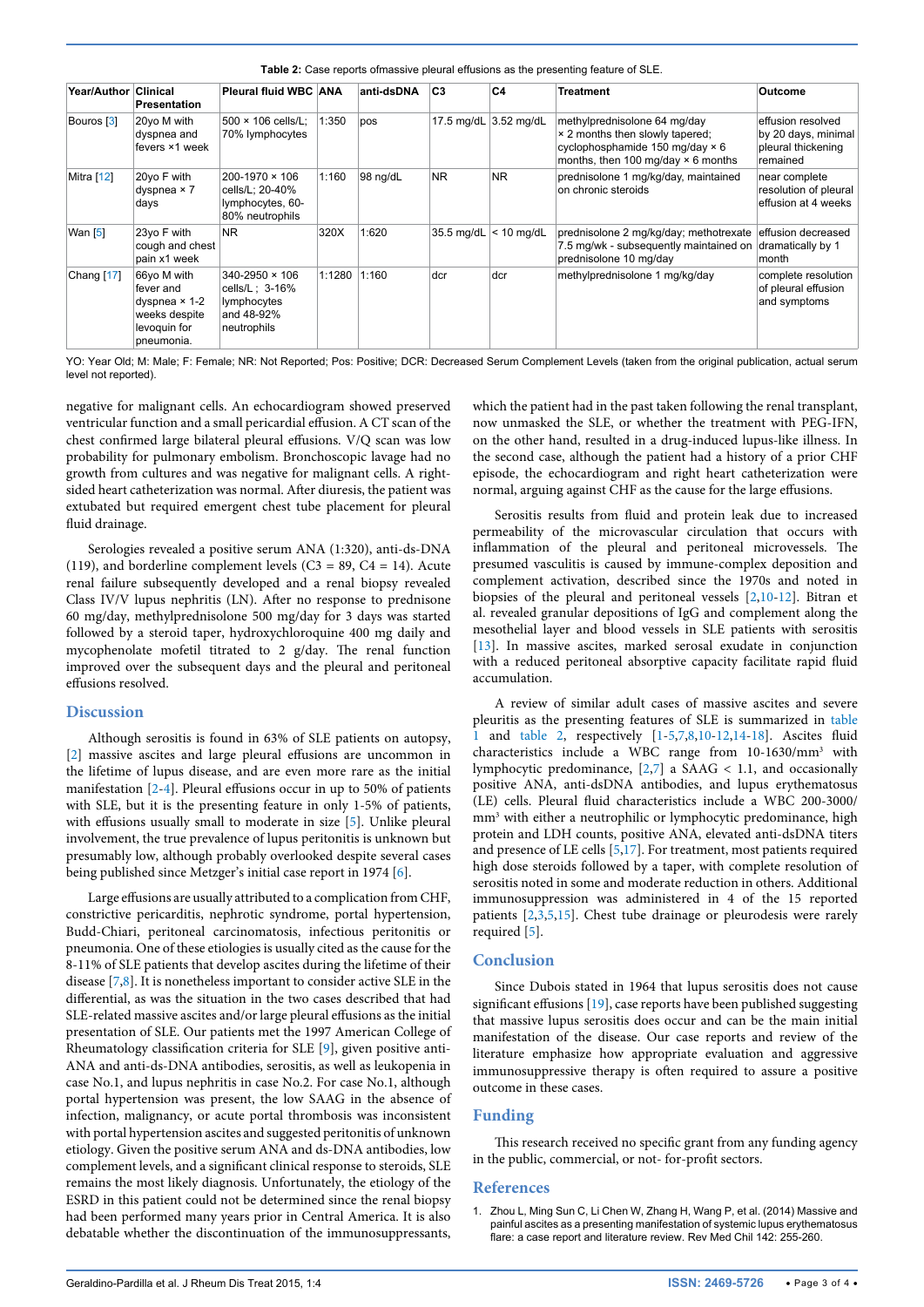**Table 2:** Case reports ofmassive pleural effusions as the presenting feature of SLE.

| Year/Author | Clinical Presentation | Pleural fluid WBC | ANA | anti-dsDNA | C3 | C4 | Treatment | Outcome |
|---|---|---|---|---|---|---|---|---|
| Bouros [3] | 20yo M with dyspnea and fevers ×1 week | 500 × 106 cells/L; 70% lymphocytes | 1:350 | pos | 17.5 mg/dL | 3.52 mg/dL | methylprednisolone 64 mg/day × 2 months then slowly tapered; cyclophosphamide 150 mg/day × 6 months, then 100 mg/day × 6 months | effusion resolved by 20 days, minimal pleural thickening remained |
| Mitra [12] | 20yo F with dyspnea × 7 days | 200-1970 × 106 cells/L; 20-40% lymphocytes, 60-80% neutrophils | 1:160 | 98 ng/dL | NR | NR | prednisolone 1 mg/kg/day, maintained on chronic steroids | near complete resolution of pleural effusion at 4 weeks |
| Wan [5] | 23yo F with cough and chest pain x1 week | NR | 320X | 1:620 | 35.5 mg/dL | < 10 mg/dL | prednisolone 2 mg/kg/day; methotrexate 7.5 mg/wk - subsequently maintained on prednisolone 10 mg/day | effusion decreased dramatically by 1 month |
| Chang [17] | 66yo M with fever and dyspnea × 1-2 weeks despite levoquin for pneumonia. | 340-2950 × 106 cells/L ; 3-16% lymphocytes and 48-92% neutrophils | 1:1280 | 1:160 | dcr | dcr | methylprednisolone 1 mg/kg/day | complete resolution of pleural effusion and symptoms |

YO: Year Old; M: Male; F: Female; NR: Not Reported; Pos: Positive; DCR: Decreased Serum Complement Levels (taken from the original publication, actual serum level not reported).

negative for malignant cells. An echocardiogram showed preserved ventricular function and a small pericardial effusion. A CT scan of the chest confirmed large bilateral pleural effusions. V/Q scan was low probability for pulmonary embolism. Bronchoscopic lavage had no growth from cultures and was negative for malignant cells. A right-sided heart catheterization was normal. After diuresis, the patient was extubated but required emergent chest tube placement for pleural fluid drainage.

Serologies revealed a positive serum ANA (1:320), anti-ds-DNA (119), and borderline complement levels (C3 = 89, C4 = 14). Acute renal failure subsequently developed and a renal biopsy revealed Class IV/V lupus nephritis (LN). After no response to prednisone 60 mg/day, methylprednisolone 500 mg/day for 3 days was started followed by a steroid taper, hydroxychloroquine 400 mg daily and mycophenolate mofetil titrated to 2 g/day. The renal function improved over the subsequent days and the pleural and peritoneal effusions resolved.

## Discussion

Although serositis is found in 63% of SLE patients on autopsy, [2] massive ascites and large pleural effusions are uncommon in the lifetime of lupus disease, and are even more rare as the initial manifestation [2-4]. Pleural effusions occur in up to 50% of patients with SLE, but it is the presenting feature in only 1-5% of patients, with effusions usually small to moderate in size [5]. Unlike pleural involvement, the true prevalence of lupus peritonitis is unknown but presumably low, although probably overlooked despite several cases being published since Metzger's initial case report in 1974 [6].

Large effusions are usually attributed to a complication from CHF, constrictive pericarditis, nephrotic syndrome, portal hypertension, Budd-Chiari, peritoneal carcinomatosis, infectious peritonitis or pneumonia. One of these etiologies is usually cited as the cause for the 8-11% of SLE patients that develop ascites during the lifetime of their disease [7,8]. It is nonetheless important to consider active SLE in the differential, as was the situation in the two cases described that had SLE-related massive ascites and/or large pleural effusions as the initial presentation of SLE. Our patients met the 1997 American College of Rheumatology classification criteria for SLE [9], given positive anti-ANA and anti-ds-DNA antibodies, serositis, as well as leukopenia in case No.1, and lupus nephritis in case No.2. For case No.1, although portal hypertension was present, the low SAAG in the absence of infection, malignancy, or acute portal thrombosis was inconsistent with portal hypertension ascites and suggested peritonitis of unknown etiology. Given the positive serum ANA and ds-DNA antibodies, low complement levels, and a significant clinical response to steroids, SLE remains the most likely diagnosis. Unfortunately, the etiology of the ESRD in this patient could not be determined since the renal biopsy had been performed many years prior in Central America. It is also debatable whether the discontinuation of the immunosuppressants, which the patient had in the past taken following the renal transplant, now unmasked the SLE, or whether the treatment with PEG-IFN, on the other hand, resulted in a drug-induced lupus-like illness. In the second case, although the patient had a history of a prior CHF episode, the echocardiogram and right heart catheterization were normal, arguing against CHF as the cause for the large effusions.

Serositis results from fluid and protein leak due to increased permeability of the microvascular circulation that occurs with inflammation of the pleural and peritoneal microvessels. The presumed vasculitis is caused by immune-complex deposition and complement activation, described since the 1970s and noted in biopsies of the pleural and peritoneal vessels [2,10-12]. Bitran et al. revealed granular depositions of IgG and complement along the mesothelial layer and blood vessels in SLE patients with serositis [13]. In massive ascites, marked serosal exudate in conjunction with a reduced peritoneal absorptive capacity facilitate rapid fluid accumulation.

A review of similar adult cases of massive ascites and severe pleuritis as the presenting features of SLE is summarized in table 1 and table 2, respectively [1-5,7,8,10-12,14-18]. Ascites fluid characteristics include a WBC range from 10-1630/mm$^3$ with lymphocytic predominance, [2,7] a SAAG < 1.1, and occasionally positive ANA, anti-dsDNA antibodies, and lupus erythematosus (LE) cells. Pleural fluid characteristics include a WBC 200-3000/mm$^3$ with either a neutrophilic or lymphocytic predominance, high protein and LDH counts, positive ANA, elevated anti-dsDNA titers and presence of LE cells [5,17]. For treatment, most patients required high dose steroids followed by a taper, with complete resolution of serositis noted in some and moderate reduction in others. Additional immunosuppression was administered in 4 of the 15 reported patients [2,3,5,15]. Chest tube drainage or pleurodesis were rarely required [5].

## Conclusion

Since Dubois stated in 1964 that lupus serositis does not cause significant effusions [19], case reports have been published suggesting that massive lupus serositis does occur and can be the main initial manifestation of the disease. Our case reports and review of the literature emphasize how appropriate evaluation and aggressive immunosuppressive therapy is often required to assure a positive outcome in these cases.

## Funding

This research received no specific grant from any funding agency in the public, commercial, or not- for-profit sectors.

## References

1. Zhou L, Ming Sun C, Li Chen W, Zhang H, Wang P, et al. (2014) Massive and painful ascites as a presenting manifestation of systemic lupus erythematosus flare: a case report and literature review. Rev Med Chil 142: 255-260.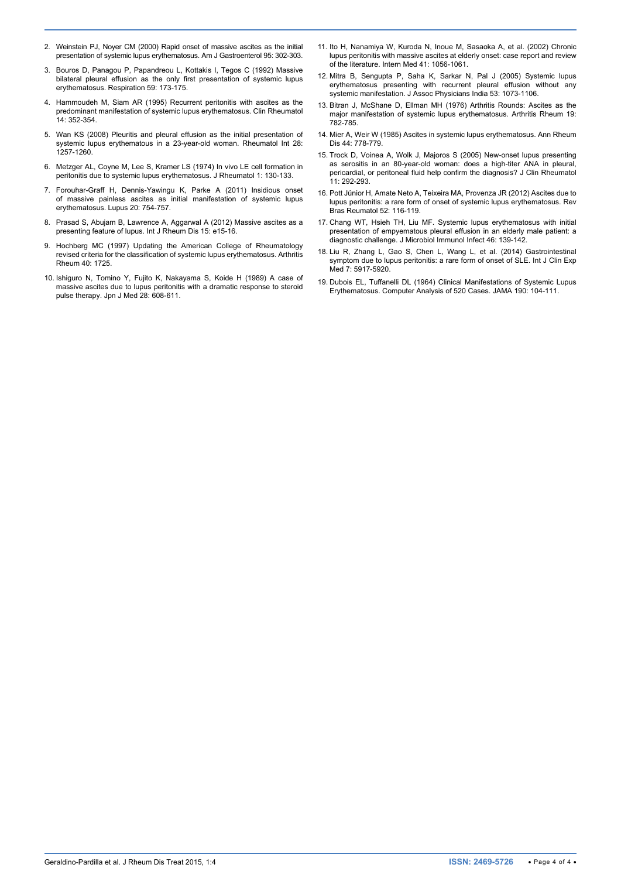2. Weinstein PJ, Noyer CM (2000) Rapid onset of massive ascites as the initial presentation of systemic lupus erythematosus. Am J Gastroenterol 95: 302-303.
3. Bouros D, Panagou P, Papandreou L, Kottakis I, Tegos C (1992) Massive bilateral pleural effusion as the only first presentation of systemic lupus erythematosus. Respiration 59: 173-175.
4. Hammoudeh M, Siam AR (1995) Recurrent peritonitis with ascites as the predominant manifestation of systemic lupus erythematosus. Clin Rheumatol 14: 352-354.
5. Wan KS (2008) Pleuritis and pleural effusion as the initial presentation of systemic lupus erythematous in a 23-year-old woman. Rheumatol Int 28: 1257-1260.
6. Metzger AL, Coyne M, Lee S, Kramer LS (1974) In vivo LE cell formation in peritonitis due to systemic lupus erythematosus. J Rheumatol 1: 130-133.
7. Forouhar-Graff H, Dennis-Yawingu K, Parke A (2011) Insidious onset of massive painless ascites as initial manifestation of systemic lupus erythematosus. Lupus 20: 754-757.
8. Prasad S, Abujam B, Lawrence A, Aggarwal A (2012) Massive ascites as a presenting feature of lupus. Int J Rheum Dis 15: e15-16.
9. Hochberg MC (1997) Updating the American College of Rheumatology revised criteria for the classification of systemic lupus erythematosus. Arthritis Rheum 40: 1725.
10. Ishiguro N, Tomino Y, Fujito K, Nakayama S, Koide H (1989) A case of massive ascites due to lupus peritonitis with a dramatic response to steroid pulse therapy. Jpn J Med 28: 608-611.
11. Ito H, Nanamiya W, Kuroda N, Inoue M, Sasaoka A, et al. (2002) Chronic lupus peritonitis with massive ascites at elderly onset: case report and review of the literature. Intern Med 41: 1056-1061.
12. Mitra B, Sengupta P, Saha K, Sarkar N, Pal J (2005) Systemic lupus erythematosus presenting with recurrent pleural effusion without any systemic manifestation. J Assoc Physicians India 53: 1073-1106.
13. Bitran J, McShane D, Ellman MH (1976) Arthritis Rounds: Ascites as the major manifestation of systemic lupus erythematosus. Arthritis Rheum 19: 782-785.
14. Mier A, Weir W (1985) Ascites in systemic lupus erythematosus. Ann Rheum Dis 44: 778-779.
15. Trock D, Voinea A, Wolk J, Majoros S (2005) New-onset lupus presenting as serositis in an 80-year-old woman: does a high-titer ANA in pleural, pericardial, or peritoneal fluid help confirm the diagnosis? J Clin Rheumatol 11: 292-293.
16. Pott Júnior H, Amate Neto A, Teixeira MA, Provenza JR (2012) Ascites due to lupus peritonitis: a rare form of onset of systemic lupus erythematosus. Rev Bras Reumatol 52: 116-119.
17. Chang WT, Hsieh TH, Liu MF. Systemic lupus erythematosus with initial presentation of empyematous pleural effusion in an elderly male patient: a diagnostic challenge. J Microbiol Immunol Infect 46: 139-142.
18. Liu R, Zhang L, Gao S, Chen L, Wang L, et al. (2014) Gastrointestinal symptom due to lupus peritonitis: a rare form of onset of SLE. Int J Clin Exp Med 7: 5917-5920.
19. Dubois EL, Tuffanelli DL (1964) Clinical Manifestations of Systemic Lupus Erythematosus. Computer Analysis of 520 Cases. JAMA 190: 104-111.